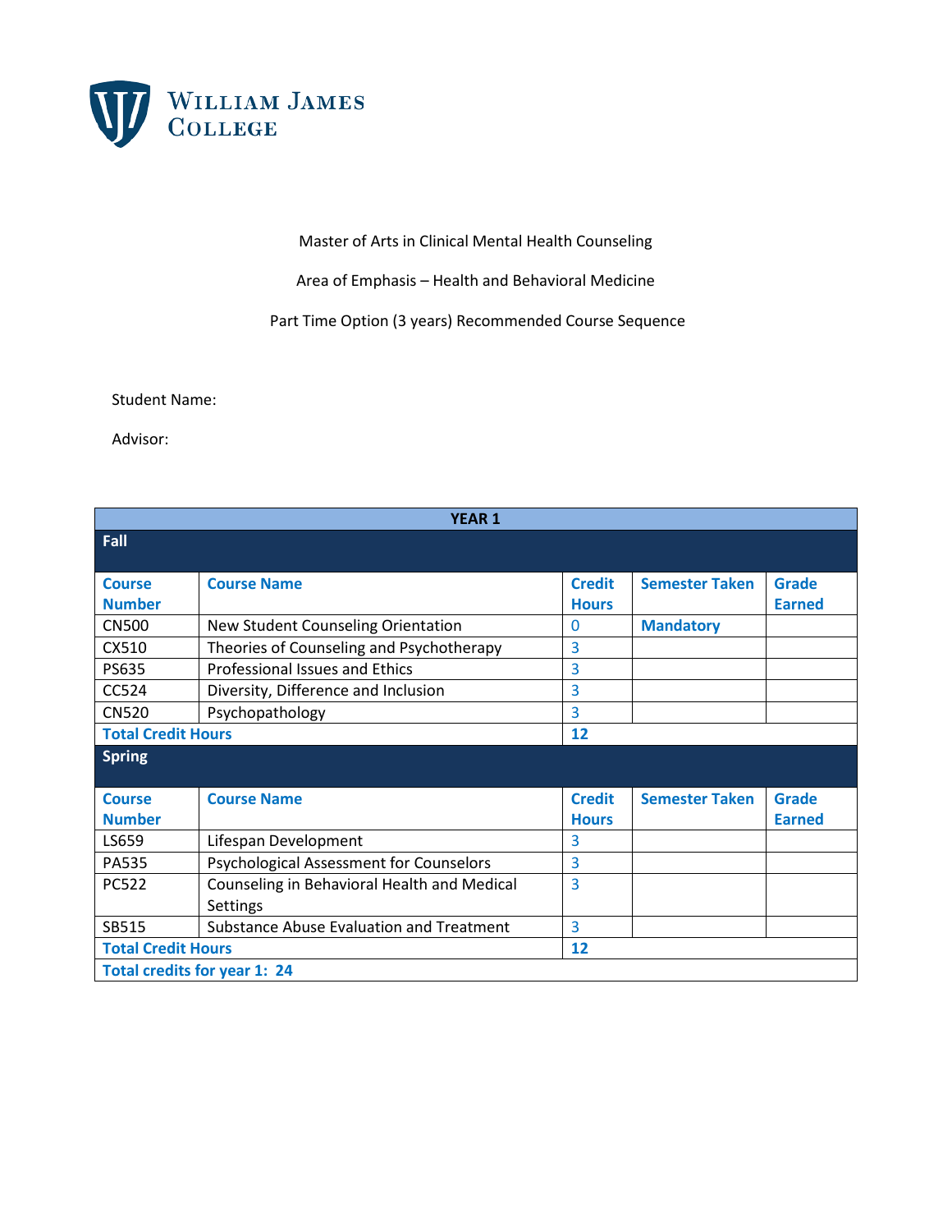William James College

Master of Arts in Clinical Mental Health Counseling

Area of Emphasis – Health and Behavioral Medicine

Part Time Option (3 years) Recommended Course Sequence

Student Name:

Advisor:

| YEAR 1 | | | | |
|---|---|---|---|---|
| **Fall** | | | | |
| **Course Number** | **Course Name** | **Credit Hours** | **Semester Taken** | **Grade Earned** |
| CN500 | New Student Counseling Orientation | 0 | **Mandatory** | |
| CX510 | Theories of Counseling and Psychotherapy | 3 | | |
| PS635 | Professional Issues and Ethics | 3 | | |
| CC524 | Diversity, Difference and Inclusion | 3 | | |
| CN520 | Psychopathology | 3 | | |
| **Total Credit Hours** | | **12** | | |
| **Spring** | | | | |
| **Course Number** | **Course Name** | **Credit Hours** | **Semester Taken** | **Grade Earned** |
| LS659 | Lifespan Development | 3 | | |
| PA535 | Psychological Assessment for Counselors | 3 | | |
| PC522 | Counseling in Behavioral Health and Medical Settings | 3 | | |
| SB515 | Substance Abuse Evaluation and Treatment | 3 | | |
| **Total Credit Hours** | | **12** | | |
| **Total credits for year 1: 24** | | | | |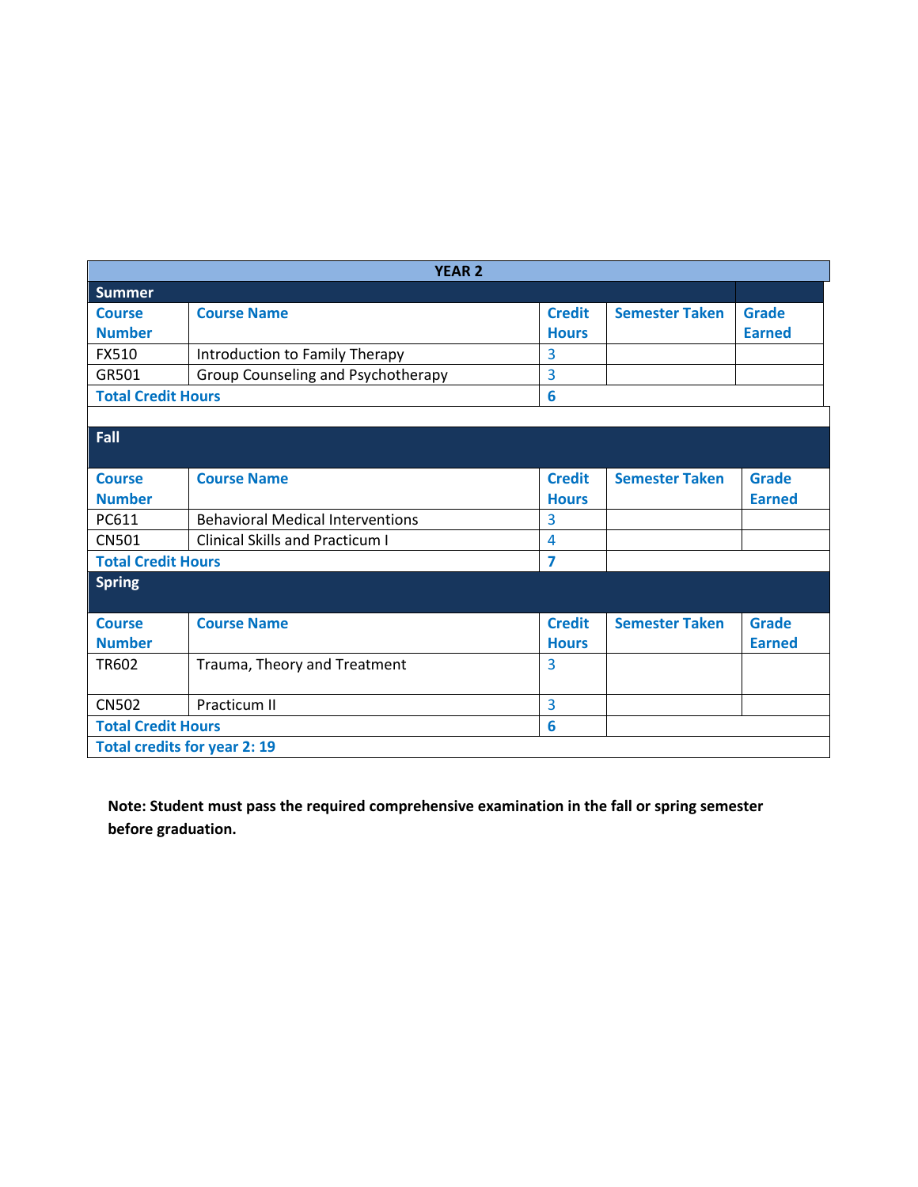## YEAR 2

### Summer

| Course Number | Course Name | Credit Hours | Semester Taken | Grade Earned |
|---|---|---|---|---|
| FX510 | Introduction to Family Therapy | 3 | | |
| GR501 | Group Counseling and Psychotherapy | 3 | | |
| **Total Credit Hours** | | **6** | | |

### Fall

| Course Number | Course Name | Credit Hours | Semester Taken | Grade Earned |
|---|---|---|---|---|
| PC611 | Behavioral Medical Interventions | 3 | | |
| CN501 | Clinical Skills and Practicum I | 4 | | |
| **Total Credit Hours** | | **7** | | |

### Spring

| Course Number | Course Name | Credit Hours | Semester Taken | Grade Earned |
|---|---|---|---|---|
| TR602 | Trauma, Theory and Treatment | 3 | | |
| CN502 | Practicum II | 3 | | |
| **Total Credit Hours** | | **6** | | |

**Total credits for year 2: 19**

**Note: Student must pass the required comprehensive examination in the fall or spring semester before graduation.**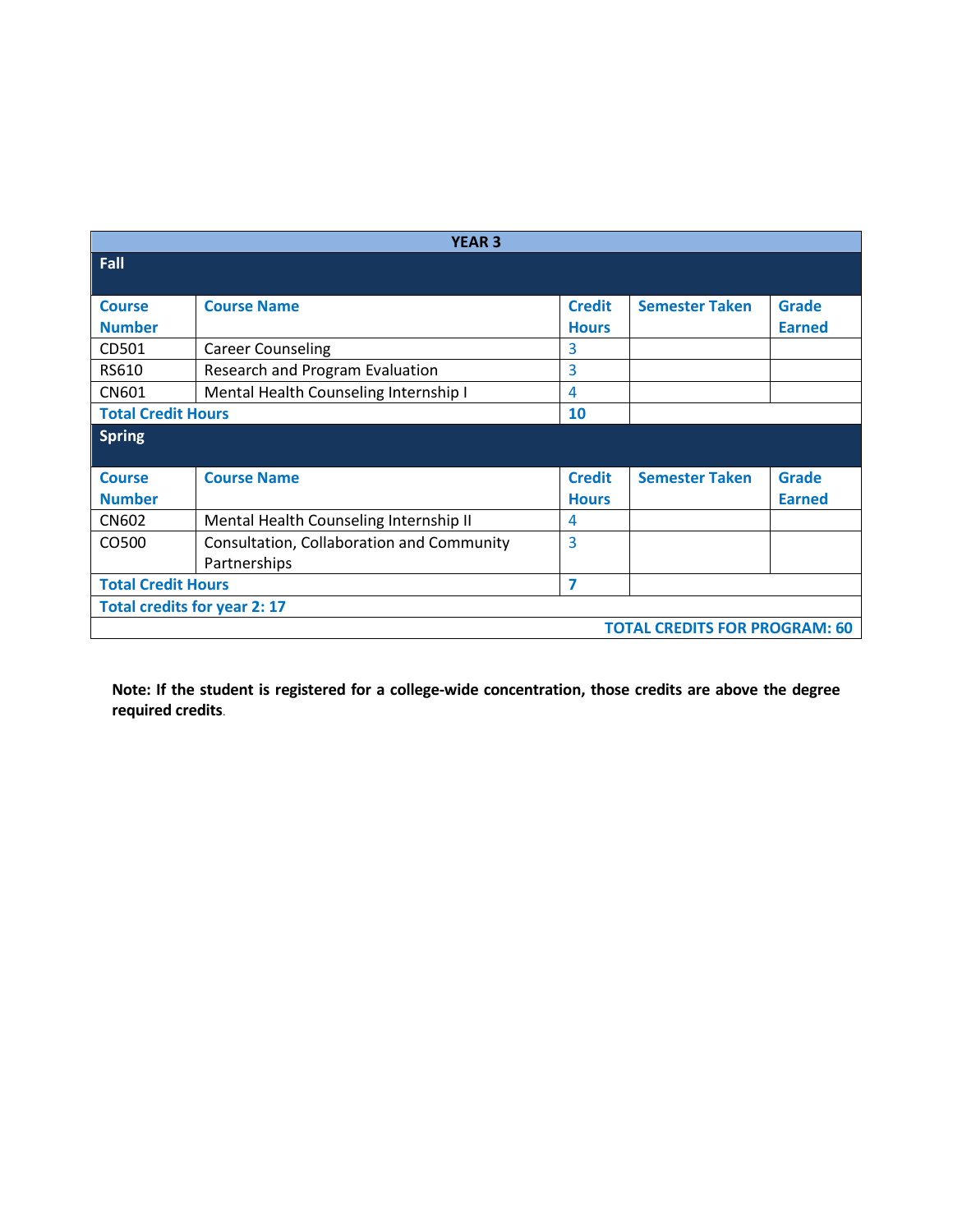| YEAR 3 | | | | |
|---|---|---|---|---|
| **Fall** | | | | |
| **Course Number** | **Course Name** | **Credit Hours** | **Semester Taken** | **Grade Earned** |
| CD501 | Career Counseling | 3 | | |
| RS610 | Research and Program Evaluation | 3 | | |
| CN601 | Mental Health Counseling Internship I | 4 | | |
| **Total Credit Hours** | | **10** | | |
| **Spring** | | | | |
| **Course Number** | **Course Name** | **Credit Hours** | **Semester Taken** | **Grade Earned** |
| CN602 | Mental Health Counseling Internship II | 4 | | |
| CO500 | Consultation, Collaboration and Community Partnerships | 3 | | |
| **Total Credit Hours** | | **7** | | |
| **Total credits for year 2: 17** | | | | |
| | | | | **TOTAL CREDITS FOR PROGRAM: 60** |

**Note: If the student is registered for a college-wide concentration, those credits are above the degree required credits**.